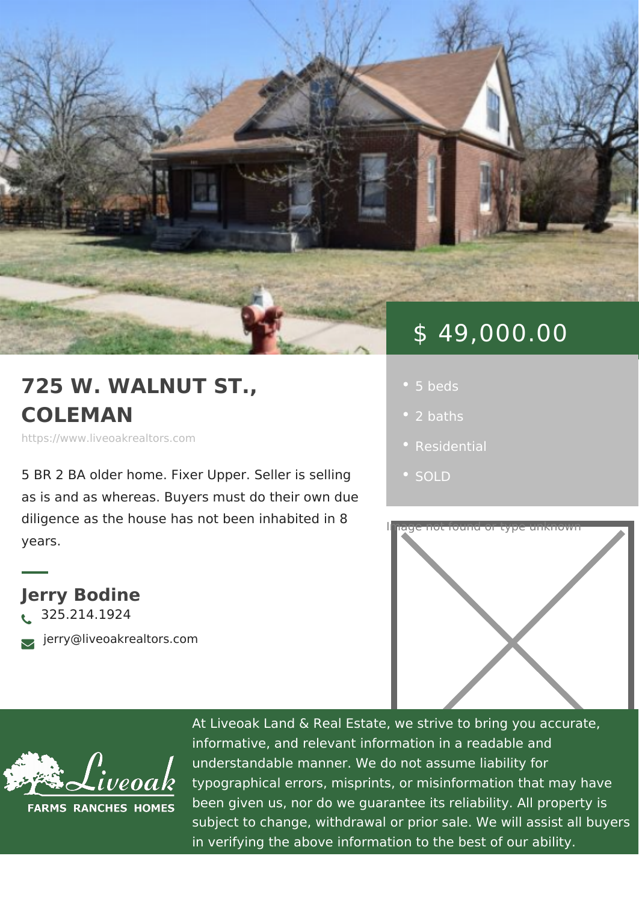$ 49,000.00

# 725 W. WALNUT ST., COLEMAN

https://www.liveoakrealtors.com

- 5 beds
- 2 baths
- Residential
- SOLD

5 BR 2 BA older home. Fixer Upper. Seller is selling as is and as whereas. Buyers must do their own due diligence as the house has not been inhabited in 8 years.

Image not found or type unknown

## Jerry Bodine

325.214.1924

jerry@liveoakrealtors.com

Liveoak FARMS RANCHES HOMES

At Liveoak Land & Real Estate, we strive to bring you accurate, informative, and relevant information in a readable and understandable manner. We do not assume liability for typographical errors, misprints, or misinformation that may have been given us, nor do we guarantee its reliability. All property is subject to change, withdrawal or prior sale. We will assist all buyers in verifying the above information to the best of our ability.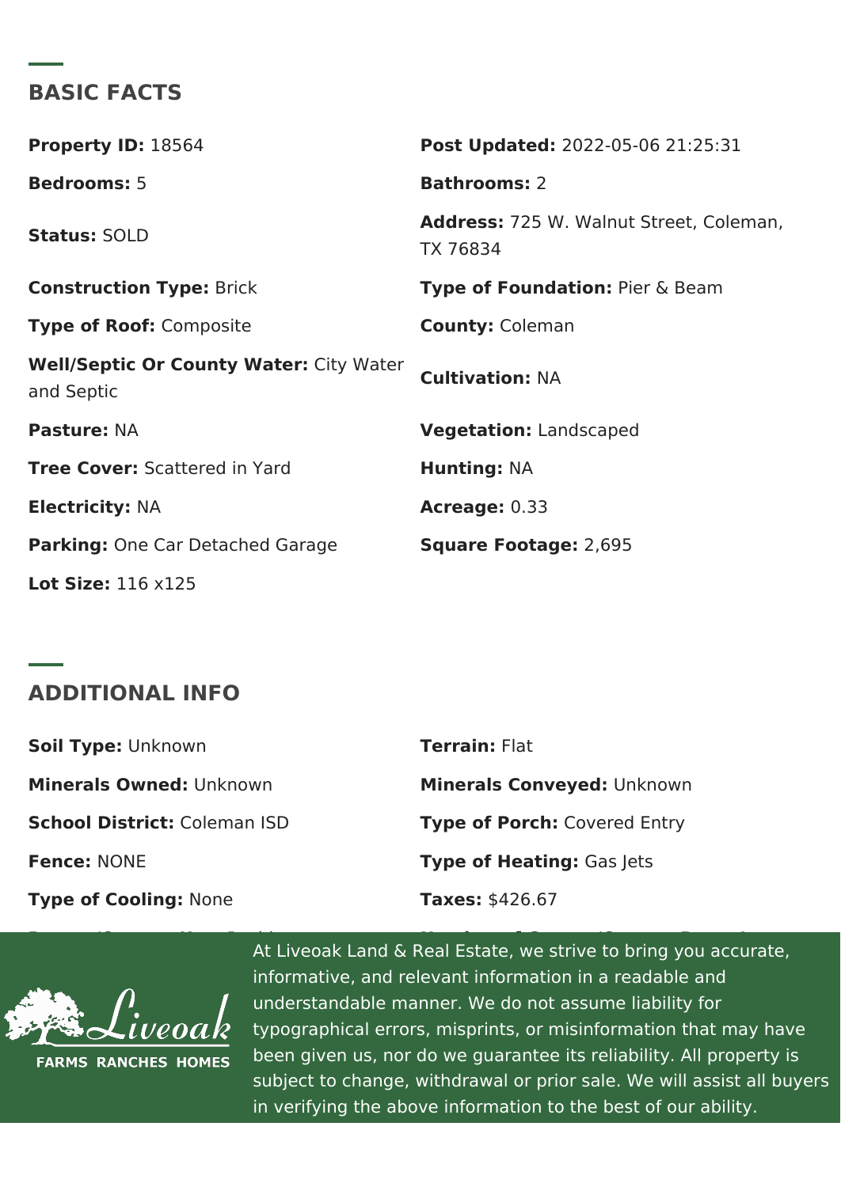## BASIC FACTS

**Property ID:** 18564

**Post Updated:** 2022-05-06 21:25:31

**Bedrooms:** 5

**Bathrooms:** 2

**Status:** SOLD

**Address:** 725 W. Walnut Street, Coleman, TX 76834

**Construction Type:** Brick

**Type of Foundation:** Pier & Beam

**Type of Roof:** Composite

**County:** Coleman

**Well/Septic Or County Water:** City Water and Septic

**Cultivation:** NA

**Pasture:** NA

**Vegetation:** Landscaped

**Tree Cover:** Scattered in Yard

**Hunting:** NA

**Electricity:** NA

**Acreage:** 0.33

**Parking:** One Car Detached Garage

**Square Footage:** 2,695

**Lot Size:** 116 x125

## ADDITIONAL INFO

**Soil Type:** Unknown

**Terrain:** Flat

**Minerals Owned:** Unknown

**Minerals Conveyed:** Unknown

**School District:** Coleman ISD

**Type of Porch:** Covered Entry

**Fence:** NONE

**Type of Heating:** Gas Jets

**Type of Cooling:** None

**Taxes:** $426.67

At Liveoak Land & Real Estate, we strive to bring you accurate, informative, and relevant information in a readable and understandable manner. We do not assume liability for typographical errors, misprints, or misinformation that may have been given us, nor do we guarantee its reliability. All property is subject to change, withdrawal or prior sale. We will assist all buyers in verifying the above information to the best of our ability.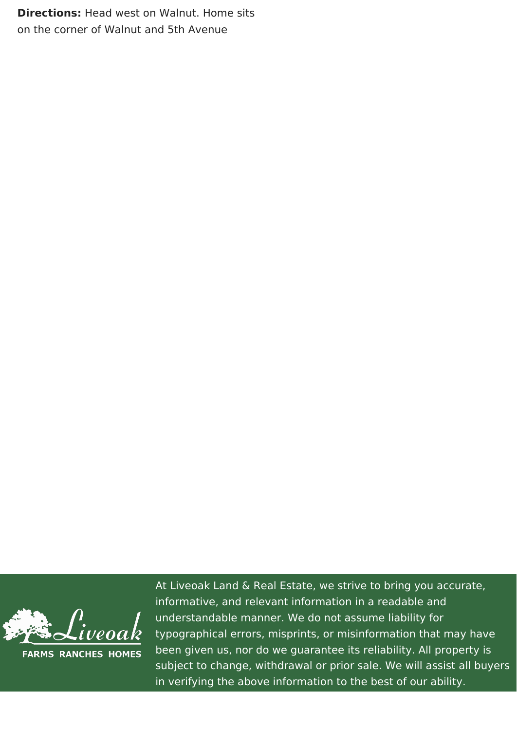**Directions:** Head west on Walnut. Home sits on the corner of Walnut and 5th Avenue

Liveoak

FARMS RANCHES HOMES

At Liveoak Land & Real Estate, we strive to bring you accurate, informative, and relevant information in a readable and understandable manner. We do not assume liability for typographical errors, misprints, or misinformation that may have been given us, nor do we guarantee its reliability. All property is subject to change, withdrawal or prior sale. We will assist all buyers in verifying the above information to the best of our ability.